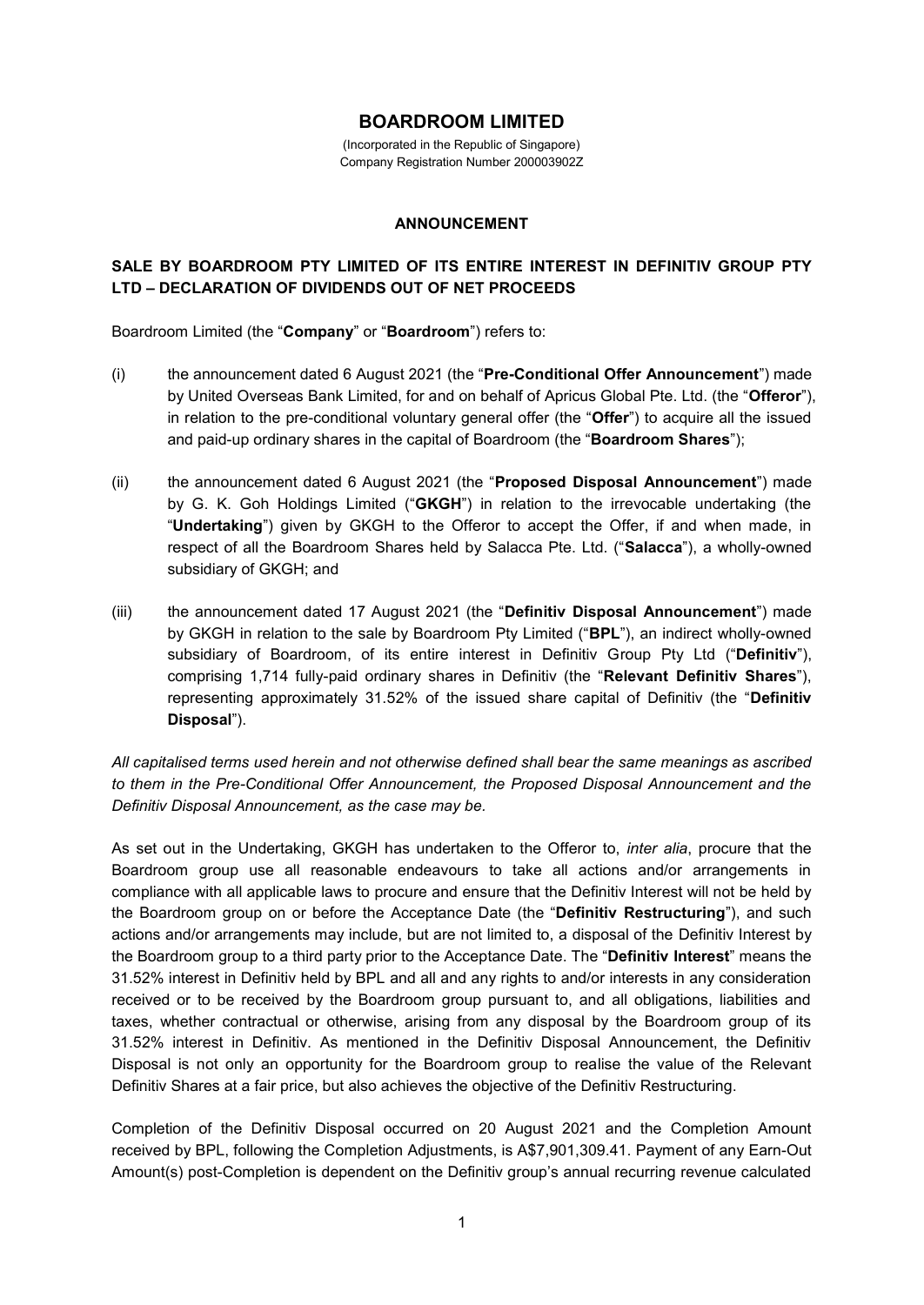# BOARDROOM LIMITED

(Incorporated in the Republic of Singapore)
Company Registration Number 200003902Z

## ANNOUNCEMENT

### SALE BY BOARDROOM PTY LIMITED OF ITS ENTIRE INTEREST IN DEFINITIV GROUP PTY LTD – DECLARATION OF DIVIDENDS OUT OF NET PROCEEDS

Boardroom Limited (the "**Company**" or "**Boardroom**") refers to:

(i) the announcement dated 6 August 2021 (the "**Pre-Conditional Offer Announcement**") made by United Overseas Bank Limited, for and on behalf of Apricus Global Pte. Ltd. (the "**Offeror**"), in relation to the pre-conditional voluntary general offer (the "**Offer**") to acquire all the issued and paid-up ordinary shares in the capital of Boardroom (the "**Boardroom Shares**");

(ii) the announcement dated 6 August 2021 (the "**Proposed Disposal Announcement**") made by G. K. Goh Holdings Limited ("**GKGH**") in relation to the irrevocable undertaking (the "**Undertaking**") given by GKGH to the Offeror to accept the Offer, if and when made, in respect of all the Boardroom Shares held by Salacca Pte. Ltd. ("**Salacca**"), a wholly-owned subsidiary of GKGH; and

(iii) the announcement dated 17 August 2021 (the "**Definitiv Disposal Announcement**") made by GKGH in relation to the sale by Boardroom Pty Limited ("**BPL**"), an indirect wholly-owned subsidiary of Boardroom, of its entire interest in Definitiv Group Pty Ltd ("**Definitiv**"), comprising 1,714 fully-paid ordinary shares in Definitiv (the "**Relevant Definitiv Shares**"), representing approximately 31.52% of the issued share capital of Definitiv (the "**Definitiv Disposal**").

*All capitalised terms used herein and not otherwise defined shall bear the same meanings as ascribed to them in the Pre-Conditional Offer Announcement, the Proposed Disposal Announcement and the Definitiv Disposal Announcement, as the case may be.*

As set out in the Undertaking, GKGH has undertaken to the Offeror to, *inter alia*, procure that the Boardroom group use all reasonable endeavours to take all actions and/or arrangements in compliance with all applicable laws to procure and ensure that the Definitiv Interest will not be held by the Boardroom group on or before the Acceptance Date (the "**Definitiv Restructuring**"), and such actions and/or arrangements may include, but are not limited to, a disposal of the Definitiv Interest by the Boardroom group to a third party prior to the Acceptance Date. The "**Definitiv Interest**" means the 31.52% interest in Definitiv held by BPL and all and any rights to and/or interests in any consideration received or to be received by the Boardroom group pursuant to, and all obligations, liabilities and taxes, whether contractual or otherwise, arising from any disposal by the Boardroom group of its 31.52% interest in Definitiv. As mentioned in the Definitiv Disposal Announcement, the Definitiv Disposal is not only an opportunity for the Boardroom group to realise the value of the Relevant Definitiv Shares at a fair price, but also achieves the objective of the Definitiv Restructuring.

Completion of the Definitiv Disposal occurred on 20 August 2021 and the Completion Amount received by BPL, following the Completion Adjustments, is A$7,901,309.41. Payment of any Earn-Out Amount(s) post-Completion is dependent on the Definitiv group's annual recurring revenue calculated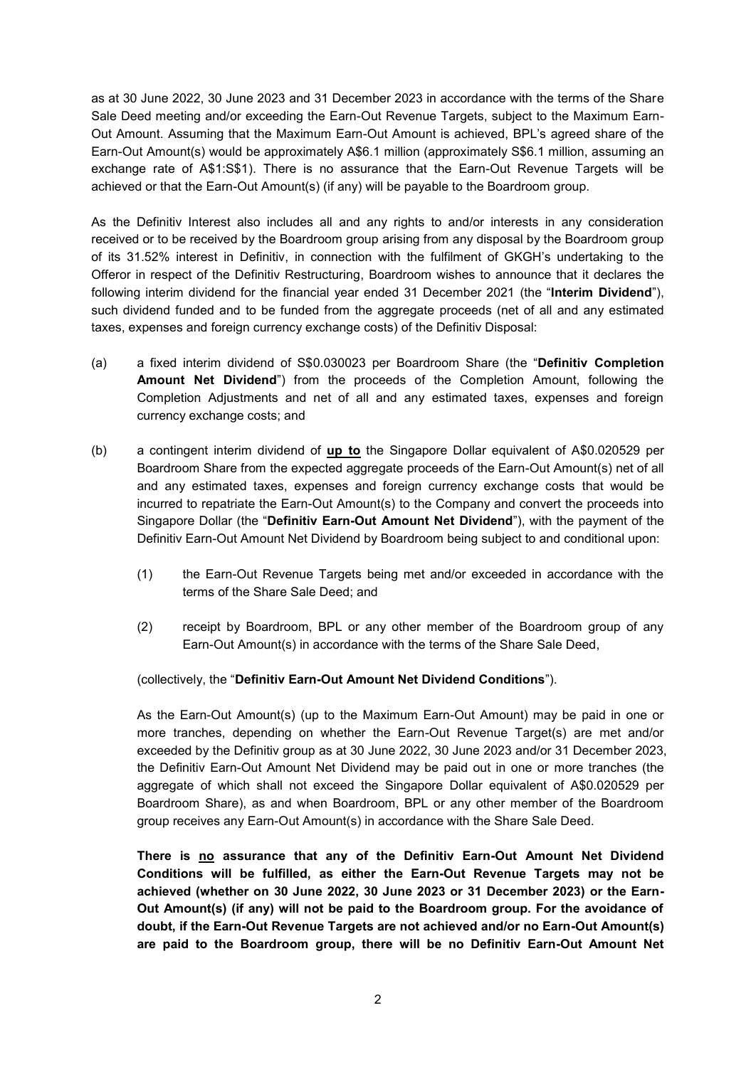as at 30 June 2022, 30 June 2023 and 31 December 2023 in accordance with the terms of the Share Sale Deed meeting and/or exceeding the Earn-Out Revenue Targets, subject to the Maximum Earn-Out Amount. Assuming that the Maximum Earn-Out Amount is achieved, BPL's agreed share of the Earn-Out Amount(s) would be approximately A$6.1 million (approximately S$6.1 million, assuming an exchange rate of A$1:S$1). There is no assurance that the Earn-Out Revenue Targets will be achieved or that the Earn-Out Amount(s) (if any) will be payable to the Boardroom group.

As the Definitiv Interest also includes all and any rights to and/or interests in any consideration received or to be received by the Boardroom group arising from any disposal by the Boardroom group of its 31.52% interest in Definitiv, in connection with the fulfilment of GKGH's undertaking to the Offeror in respect of the Definitiv Restructuring, Boardroom wishes to announce that it declares the following interim dividend for the financial year ended 31 December 2021 (the "**Interim Dividend**"), such dividend funded and to be funded from the aggregate proceeds (net of all and any estimated taxes, expenses and foreign currency exchange costs) of the Definitiv Disposal:

(a) a fixed interim dividend of S$0.030023 per Boardroom Share (the "**Definitiv Completion Amount Net Dividend**") from the proceeds of the Completion Amount, following the Completion Adjustments and net of all and any estimated taxes, expenses and foreign currency exchange costs; and

(b) a contingent interim dividend of **up to** the Singapore Dollar equivalent of A$0.020529 per Boardroom Share from the expected aggregate proceeds of the Earn-Out Amount(s) net of all and any estimated taxes, expenses and foreign currency exchange costs that would be incurred to repatriate the Earn-Out Amount(s) to the Company and convert the proceeds into Singapore Dollar (the "**Definitiv Earn-Out Amount Net Dividend**"), with the payment of the Definitiv Earn-Out Amount Net Dividend by Boardroom being subject to and conditional upon:

    (1) the Earn-Out Revenue Targets being met and/or exceeded in accordance with the terms of the Share Sale Deed; and

    (2) receipt by Boardroom, BPL or any other member of the Boardroom group of any Earn-Out Amount(s) in accordance with the terms of the Share Sale Deed,

    (collectively, the "**Definitiv Earn-Out Amount Net Dividend Conditions**").

    As the Earn-Out Amount(s) (up to the Maximum Earn-Out Amount) may be paid in one or more tranches, depending on whether the Earn-Out Revenue Target(s) are met and/or exceeded by the Definitiv group as at 30 June 2022, 30 June 2023 and/or 31 December 2023, the Definitiv Earn-Out Amount Net Dividend may be paid out in one or more tranches (the aggregate of which shall not exceed the Singapore Dollar equivalent of A$0.020529 per Boardroom Share), as and when Boardroom, BPL or any other member of the Boardroom group receives any Earn-Out Amount(s) in accordance with the Share Sale Deed.

    **There is no assurance that any of the Definitiv Earn-Out Amount Net Dividend Conditions will be fulfilled, as either the Earn-Out Revenue Targets may not be achieved (whether on 30 June 2022, 30 June 2023 or 31 December 2023) or the Earn-Out Amount(s) (if any) will not be paid to the Boardroom group. For the avoidance of doubt, if the Earn-Out Revenue Targets are not achieved and/or no Earn-Out Amount(s) are paid to the Boardroom group, there will be no Definitiv Earn-Out Amount Net**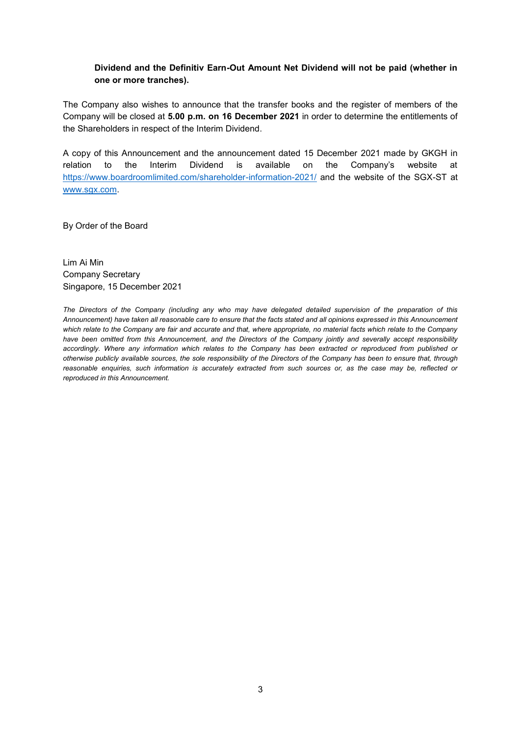**Dividend and the Definitiv Earn-Out Amount Net Dividend will not be paid (whether in one or more tranches).**

The Company also wishes to announce that the transfer books and the register of members of the Company will be closed at **5.00 p.m. on 16 December 2021** in order to determine the entitlements of the Shareholders in respect of the Interim Dividend.

A copy of this Announcement and the announcement dated 15 December 2021 made by GKGH in relation to the Interim Dividend is available on the Company's website at https://www.boardroomlimited.com/shareholder-information-2021/ and the website of the SGX-ST at www.sgx.com.

By Order of the Board

Lim Ai Min
Company Secretary
Singapore, 15 December 2021

*The Directors of the Company (including any who may have delegated detailed supervision of the preparation of this Announcement) have taken all reasonable care to ensure that the facts stated and all opinions expressed in this Announcement which relate to the Company are fair and accurate and that, where appropriate, no material facts which relate to the Company have been omitted from this Announcement, and the Directors of the Company jointly and severally accept responsibility accordingly. Where any information which relates to the Company has been extracted or reproduced from published or otherwise publicly available sources, the sole responsibility of the Directors of the Company has been to ensure that, through reasonable enquiries, such information is accurately extracted from such sources or, as the case may be, reflected or reproduced in this Announcement.*